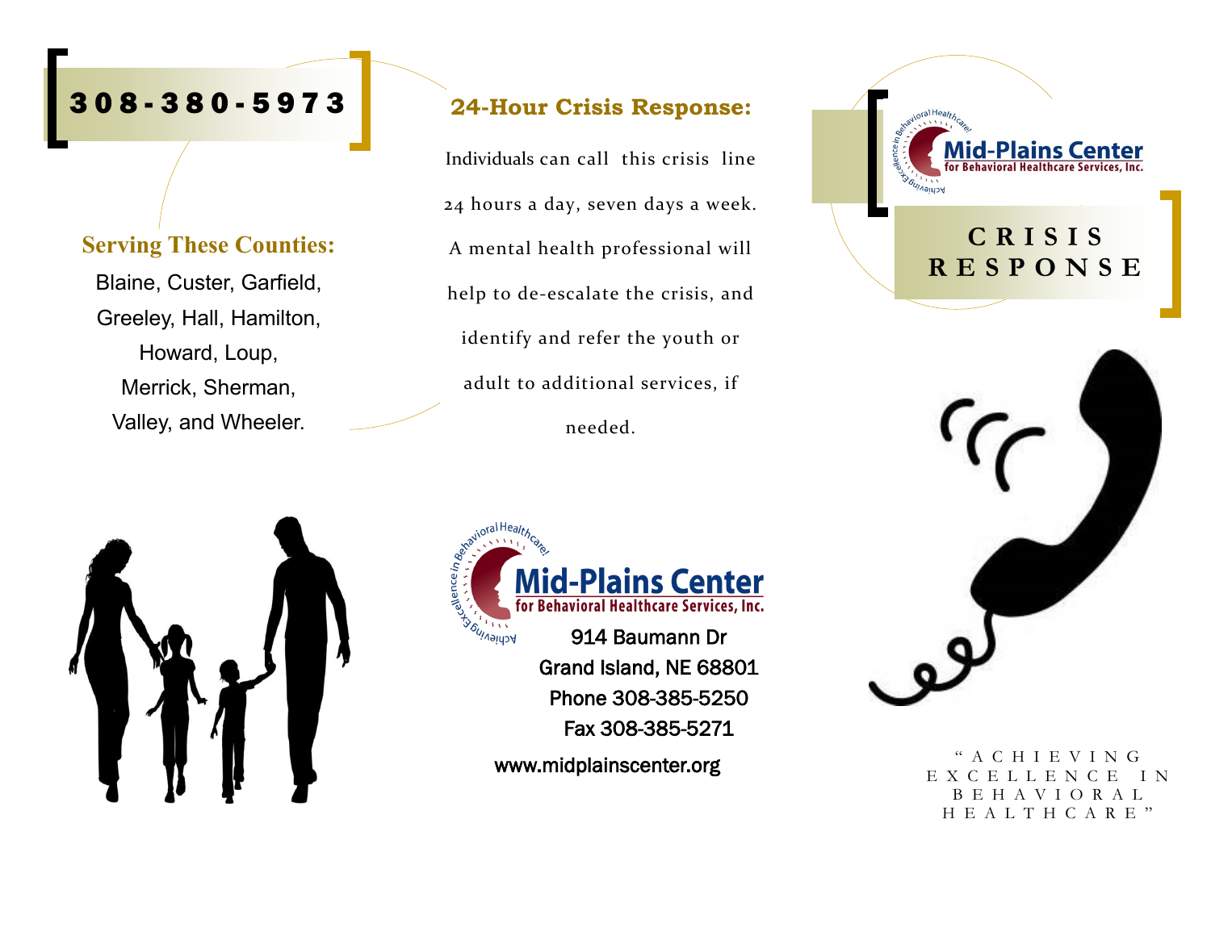# 308-380-5973

## Serving These Counties:

Blaine, Custer, Garfield, Greeley, Hall, Hamilton, Howard, Loup, Merrick, Sherman, Valley, and Wheeler.

## 24-Hour Crisis Response:

Individuals can call this crisis line 24 hours a day, seven days a week. A mental health professional will help to de-escalate the crisis, and identify and refer the youth or adult to additional services, if needed.

**Mid-Plains Center for Behavioral Healthcare Services, Inc.**

Achieving Excellence in Behavioral Healthcare!

914 Baumann Dr
Grand Island, NE 68801
Phone 308-385-5250
Fax 308-385-5271

www.midplainscenter.org

**Mid-Plains Center for Behavioral Healthcare Services, Inc.**

# CRISIS RESPONSE

"ACHIEVING EXCELLENCE IN BEHAVIORAL HEALTHCARE"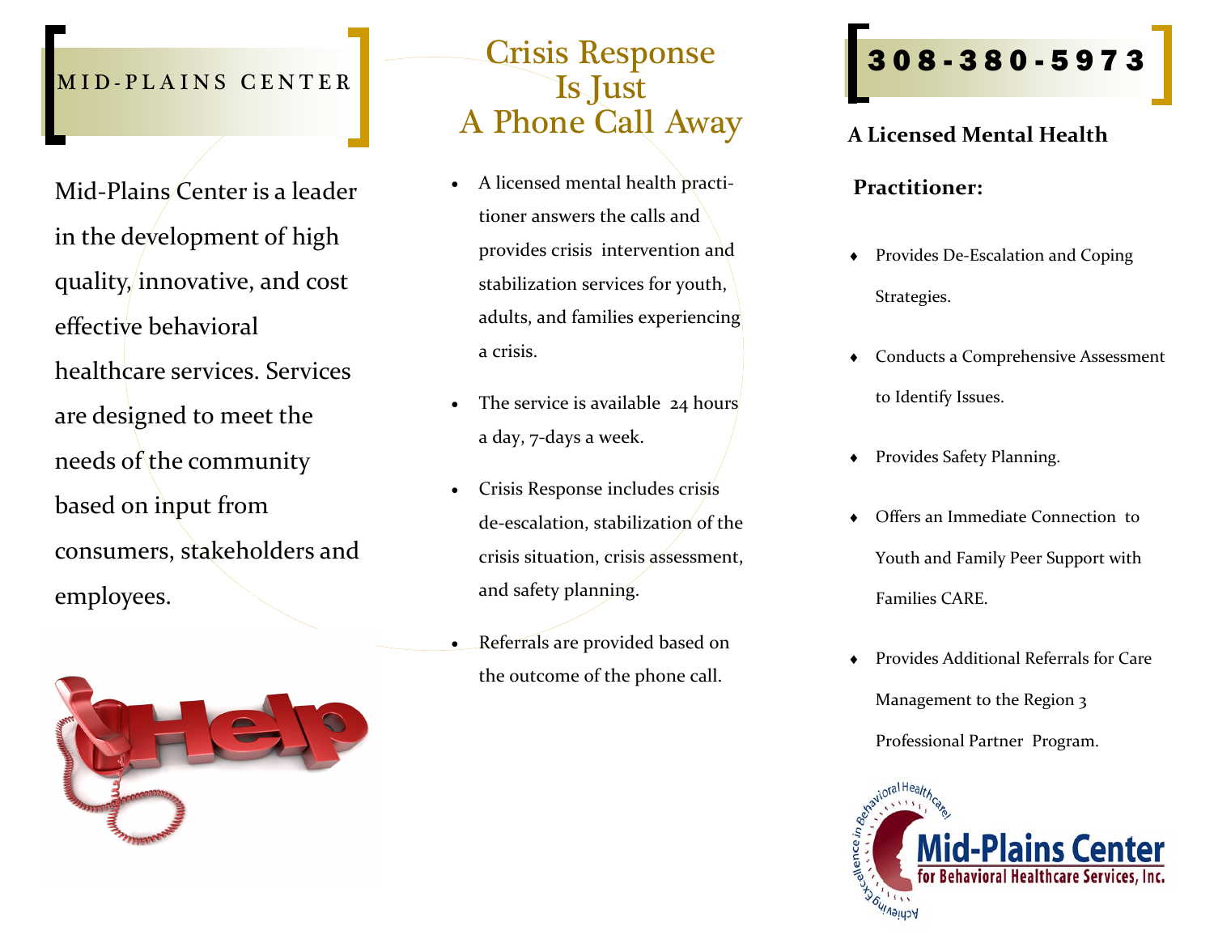## MID-PLAINS CENTER

Mid-Plains Center is a leader in the development of high quality, innovative, and cost effective behavioral healthcare services. Services are designed to meet the needs of the community based on input from consumers, stakeholders and employees.

# Crisis Response Is Just A Phone Call Away

- A licensed mental health practitioner answers the calls and provides crisis intervention and stabilization services for youth, adults, and families experiencing a crisis.
- The service is available 24 hours a day, 7-days a week.
- Crisis Response includes crisis de-escalation, stabilization of the crisis situation, crisis assessment, and safety planning.
- Referrals are provided based on the outcome of the phone call.

## 308-380-5973

**A Licensed Mental Health Practitioner:**

- Provides De-Escalation and Coping Strategies.
- Conducts a Comprehensive Assessment to Identify Issues.
- Provides Safety Planning.
- Offers an Immediate Connection to Youth and Family Peer Support with Families CARE.
- Provides Additional Referrals for Care Management to the Region 3 Professional Partner Program.

Achieving Excellence in Behavioral Healthcare!

Mid-Plains Center for Behavioral Healthcare Services, Inc.